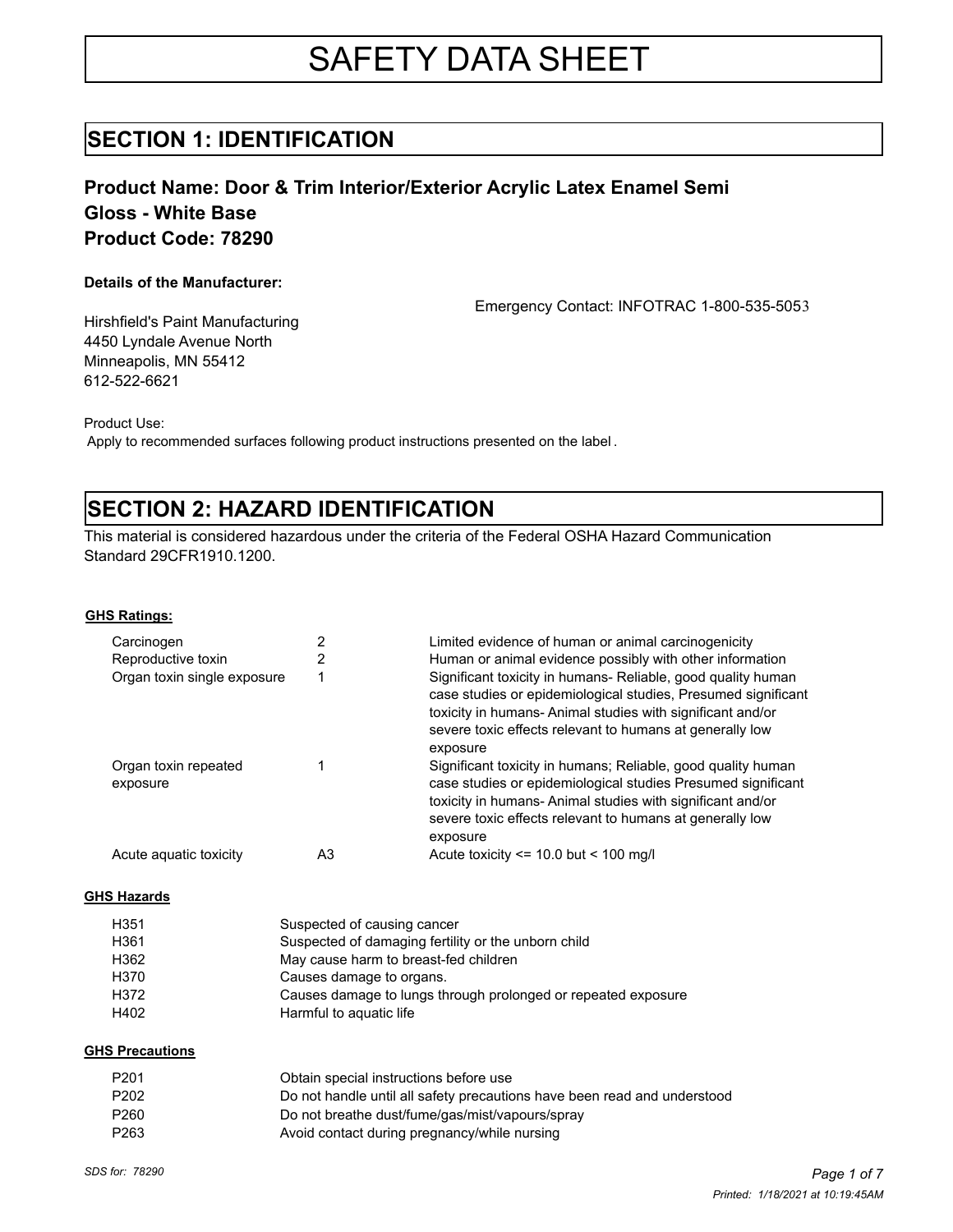# SAFETY DATA SHEET

## SECTION 1: IDENTIFICATION

### Product Name: Door & Trim Interior/Exterior Acrylic Latex Enamel Semi Gloss - White Base
### Product Code: 78290

**Details of the Manufacturer:**

Emergency Contact: INFOTRAC 1-800-535-5053

Hirshfield's Paint Manufacturing
4450 Lyndale Avenue North
Minneapolis, MN 55412
612-522-6621

Product Use:
Apply to recommended surfaces following product instructions presented on the label.

## SECTION 2: HAZARD IDENTIFICATION

This material is considered hazardous under the criteria of the Federal OSHA Hazard Communication Standard 29CFR1910.1200.

**GHS Ratings:**

| | | |
|---|---|---|
| Carcinogen | 2 | Limited evidence of human or animal carcinogenicity |
| Reproductive toxin | 2 | Human or animal evidence possibly with other information |
| Organ toxin single exposure | 1 | Significant toxicity in humans- Reliable, good quality human case studies or epidemiological studies, Presumed significant toxicity in humans- Animal studies with significant and/or severe toxic effects relevant to humans at generally low exposure |
| Organ toxin repeated exposure | 1 | Significant toxicity in humans; Reliable, good quality human case studies or epidemiological studies Presumed significant toxicity in humans- Animal studies with significant and/or severe toxic effects relevant to humans at generally low exposure |
| Acute aquatic toxicity | A3 | Acute toxicity <= 10.0 but < 100 mg/l |

**GHS Hazards**

| | |
|---|---|
| H351 | Suspected of causing cancer |
| H361 | Suspected of damaging fertility or the unborn child |
| H362 | May cause harm to breast-fed children |
| H370 | Causes damage to organs. |
| H372 | Causes damage to lungs through prolonged or repeated exposure |
| H402 | Harmful to aquatic life |

**GHS Precautions**

| | |
|---|---|
| P201 | Obtain special instructions before use |
| P202 | Do not handle until all safety precautions have been read and understood |
| P260 | Do not breathe dust/fume/gas/mist/vapours/spray |
| P263 | Avoid contact during pregnancy/while nursing |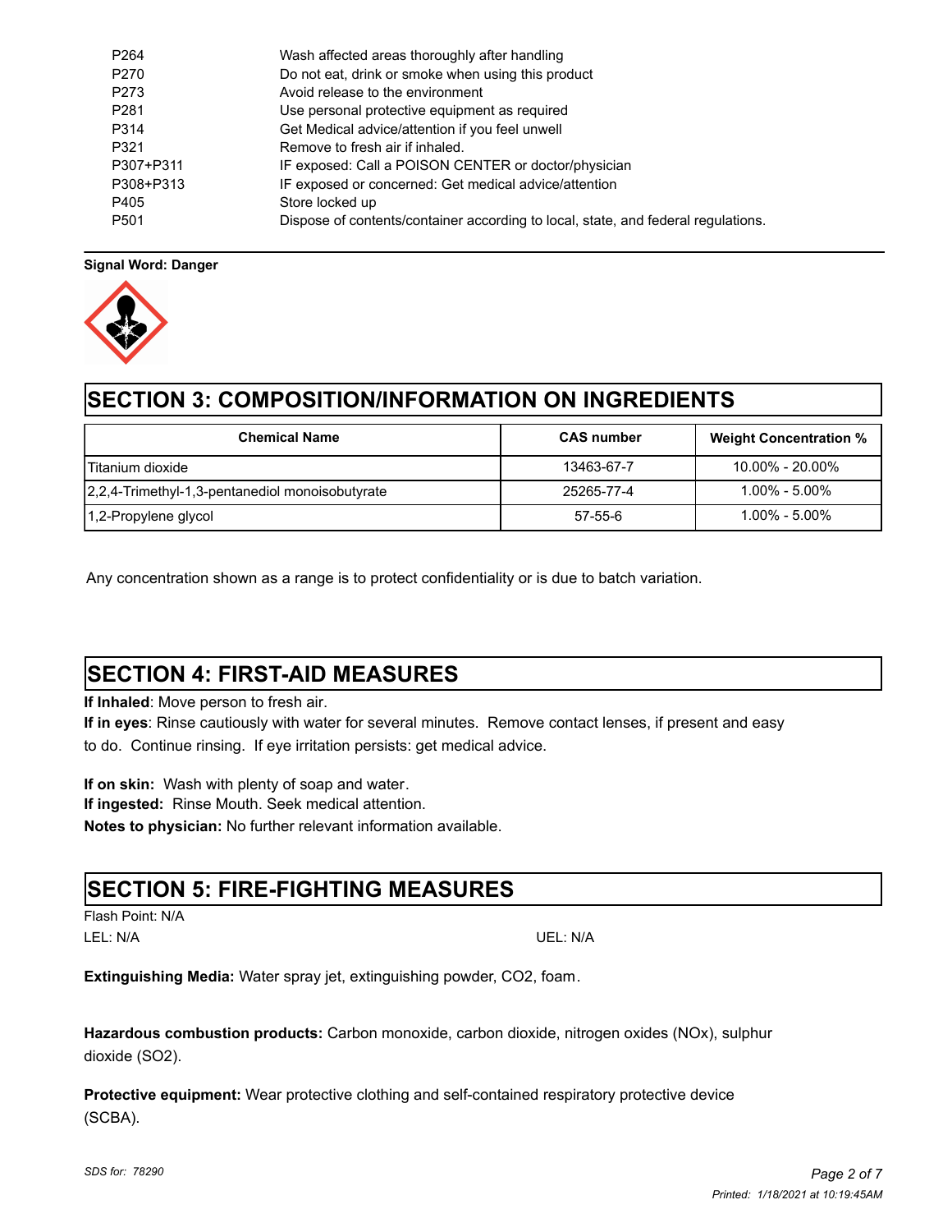| | |
|---|---|
| P264 | Wash affected areas thoroughly after handling |
| P270 | Do not eat, drink or smoke when using this product |
| P273 | Avoid release to the environment |
| P281 | Use personal protective equipment as required |
| P314 | Get Medical advice/attention if you feel unwell |
| P321 | Remove to fresh air if inhaled. |
| P307+P311 | IF exposed: Call a POISON CENTER or doctor/physician |
| P308+P313 | IF exposed or concerned: Get medical advice/attention |
| P405 | Store locked up |
| P501 | Dispose of contents/container according to local, state, and federal regulations. |

**Signal Word: Danger**

# SECTION 3: COMPOSITION/INFORMATION ON INGREDIENTS

| Chemical Name | CAS number | Weight Concentration % |
|---|---|---|
| Titanium dioxide | 13463-67-7 | 10.00% - 20.00% |
| 2,2,4-Trimethyl-1,3-pentanediol monoisobutyrate | 25265-77-4 | 1.00% - 5.00% |
| 1,2-Propylene glycol | 57-55-6 | 1.00% - 5.00% |

Any concentration shown as a range is to protect confidentiality or is due to batch variation.

# SECTION 4: FIRST-AID MEASURES

**If Inhaled**: Move person to fresh air.

**If in eyes**: Rinse cautiously with water for several minutes. Remove contact lenses, if present and easy to do. Continue rinsing. If eye irritation persists: get medical advice.

**If on skin:** Wash with plenty of soap and water.

**If ingested:** Rinse Mouth. Seek medical attention.

**Notes to physician:** No further relevant information available.

# SECTION 5: FIRE-FIGHTING MEASURES

Flash Point: N/A

LEL: N/A

UEL: N/A

**Extinguishing Media:** Water spray jet, extinguishing powder, $CO_2$, foam.

**Hazardous combustion products:** Carbon monoxide, carbon dioxide, nitrogen oxides (NOx), sulphur dioxide ($SO_2$).

**Protective equipment:** Wear protective clothing and self-contained respiratory protective device (SCBA).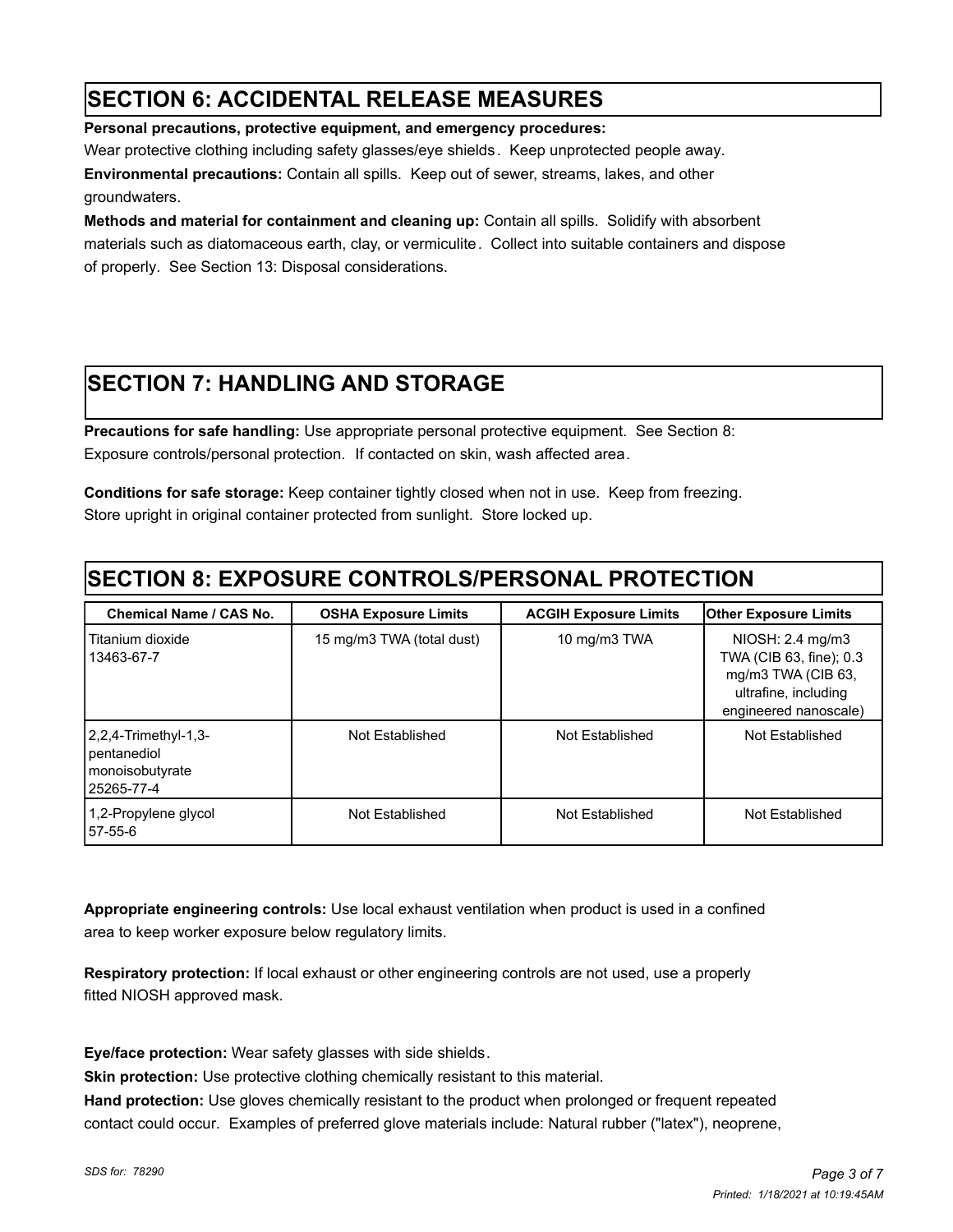## SECTION 6: ACCIDENTAL RELEASE MEASURES

**Personal precautions, protective equipment, and emergency procedures:**
Wear protective clothing including safety glasses/eye shields. Keep unprotected people away.

**Environmental precautions:** Contain all spills. Keep out of sewer, streams, lakes, and other groundwaters.

**Methods and material for containment and cleaning up:** Contain all spills. Solidify with absorbent materials such as diatomaceous earth, clay, or vermiculite. Collect into suitable containers and dispose of properly. See Section 13: Disposal considerations.

## SECTION 7: HANDLING AND STORAGE

**Precautions for safe handling:** Use appropriate personal protective equipment. See Section 8: Exposure controls/personal protection. If contacted on skin, wash affected area.

**Conditions for safe storage:** Keep container tightly closed when not in use. Keep from freezing. Store upright in original container protected from sunlight. Store locked up.

## SECTION 8: EXPOSURE CONTROLS/PERSONAL PROTECTION

| Chemical Name / CAS No. | OSHA Exposure Limits | ACGIH Exposure Limits | Other Exposure Limits |
|---|---|---|---|
| Titanium dioxide 13463-67-7 | 15 mg/m3 TWA (total dust) | 10 mg/m3 TWA | NIOSH: 2.4 mg/m3 TWA (CIB 63, fine); 0.3 mg/m3 TWA (CIB 63, ultrafine, including engineered nanoscale) |
| 2,2,4-Trimethyl-1,3-pentanediol monoisobutyrate 25265-77-4 | Not Established | Not Established | Not Established |
| 1,2-Propylene glycol 57-55-6 | Not Established | Not Established | Not Established |

**Appropriate engineering controls:** Use local exhaust ventilation when product is used in a confined area to keep worker exposure below regulatory limits.

**Respiratory protection:** If local exhaust or other engineering controls are not used, use a properly fitted NIOSH approved mask.

**Eye/face protection:** Wear safety glasses with side shields.

**Skin protection:** Use protective clothing chemically resistant to this material.

**Hand protection:** Use gloves chemically resistant to the product when prolonged or frequent repeated contact could occur. Examples of preferred glove materials include: Natural rubber ("latex"), neoprene,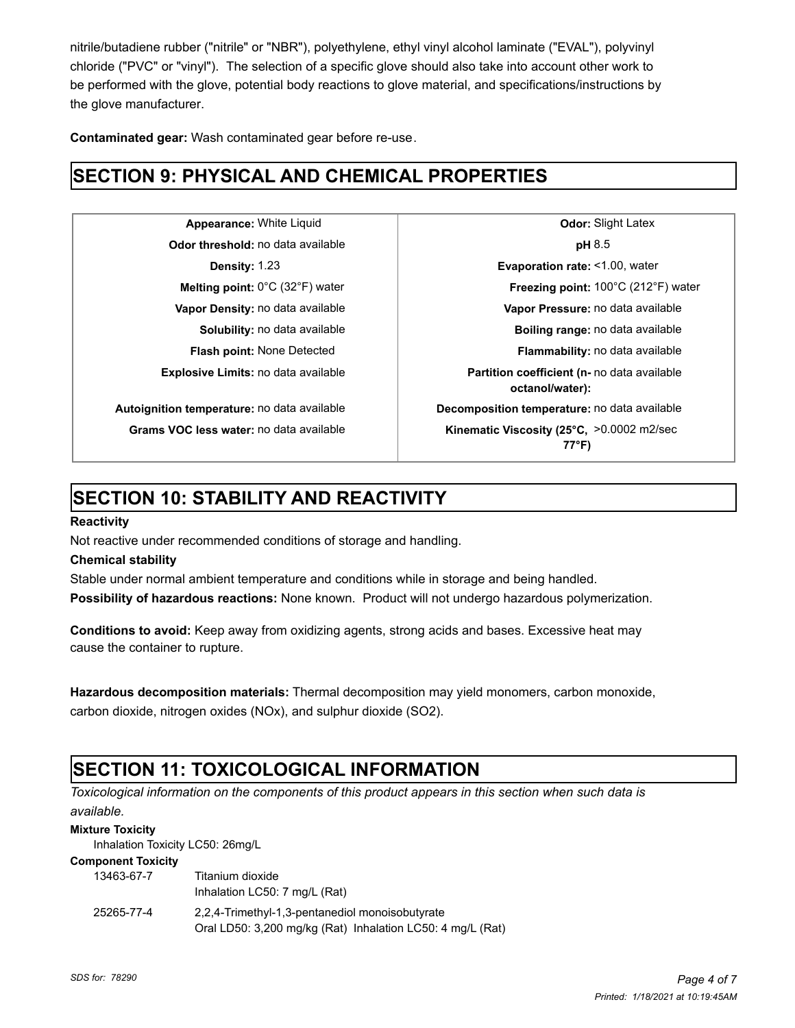nitrile/butadiene rubber ("nitrile" or "NBR"), polyethylene, ethyl vinyl alcohol laminate ("EVAL"), polyvinyl chloride ("PVC" or "vinyl"). The selection of a specific glove should also take into account other work to be performed with the glove, potential body reactions to glove material, and specifications/instructions by the glove manufacturer.

**Contaminated gear:** Wash contaminated gear before re-use.

## SECTION 9: PHYSICAL AND CHEMICAL PROPERTIES

| Property | Value | Property | Value |
|---|---|---|---|
| **Appearance:** | White Liquid | **Odor:** | Slight Latex |
| **Odor threshold:** | no data available | **pH** | 8.5 |
| **Density:** | 1.23 | **Evaporation rate:** | <1.00, water |
| **Melting point:** | 0°C (32°F) water | **Freezing point:** | 100°C (212°F) water |
| **Vapor Density:** | no data available | **Vapor Pressure:** | no data available |
| **Solubility:** | no data available | **Boiling range:** | no data available |
| **Flash point:** | None Detected | **Flammability:** | no data available |
| **Explosive Limits:** | no data available | **Partition coefficient (n-octanol/water):** | no data available |
| **Autoignition temperature:** | no data available | **Decomposition temperature:** | no data available |
| **Grams VOC less water:** | no data available | **Kinematic Viscosity (25°C, 77°F)** | >0.0002 m2/sec |

## SECTION 10: STABILITY AND REACTIVITY

**Reactivity**

Not reactive under recommended conditions of storage and handling.

**Chemical stability**

Stable under normal ambient temperature and conditions while in storage and being handled.

**Possibility of hazardous reactions:** None known. Product will not undergo hazardous polymerization.

**Conditions to avoid:** Keep away from oxidizing agents, strong acids and bases. Excessive heat may cause the container to rupture.

**Hazardous decomposition materials:** Thermal decomposition may yield monomers, carbon monoxide, carbon dioxide, nitrogen oxides (NOx), and sulphur dioxide (SO2).

## SECTION 11: TOXICOLOGICAL INFORMATION

*Toxicological information on the components of this product appears in this section when such data is available.*

**Mixture Toxicity**

Inhalation Toxicity LC50: 26mg/L

**Component Toxicity**

| | |
|---|---|
| 13463-67-7 | Titanium dioxide<br>Inhalation LC50: 7 mg/L (Rat) |
| 25265-77-4 | 2,2,4-Trimethyl-1,3-pentanediol monoisobutyrate<br>Oral LD50: 3,200 mg/kg (Rat) Inhalation LC50: 4 mg/L (Rat) |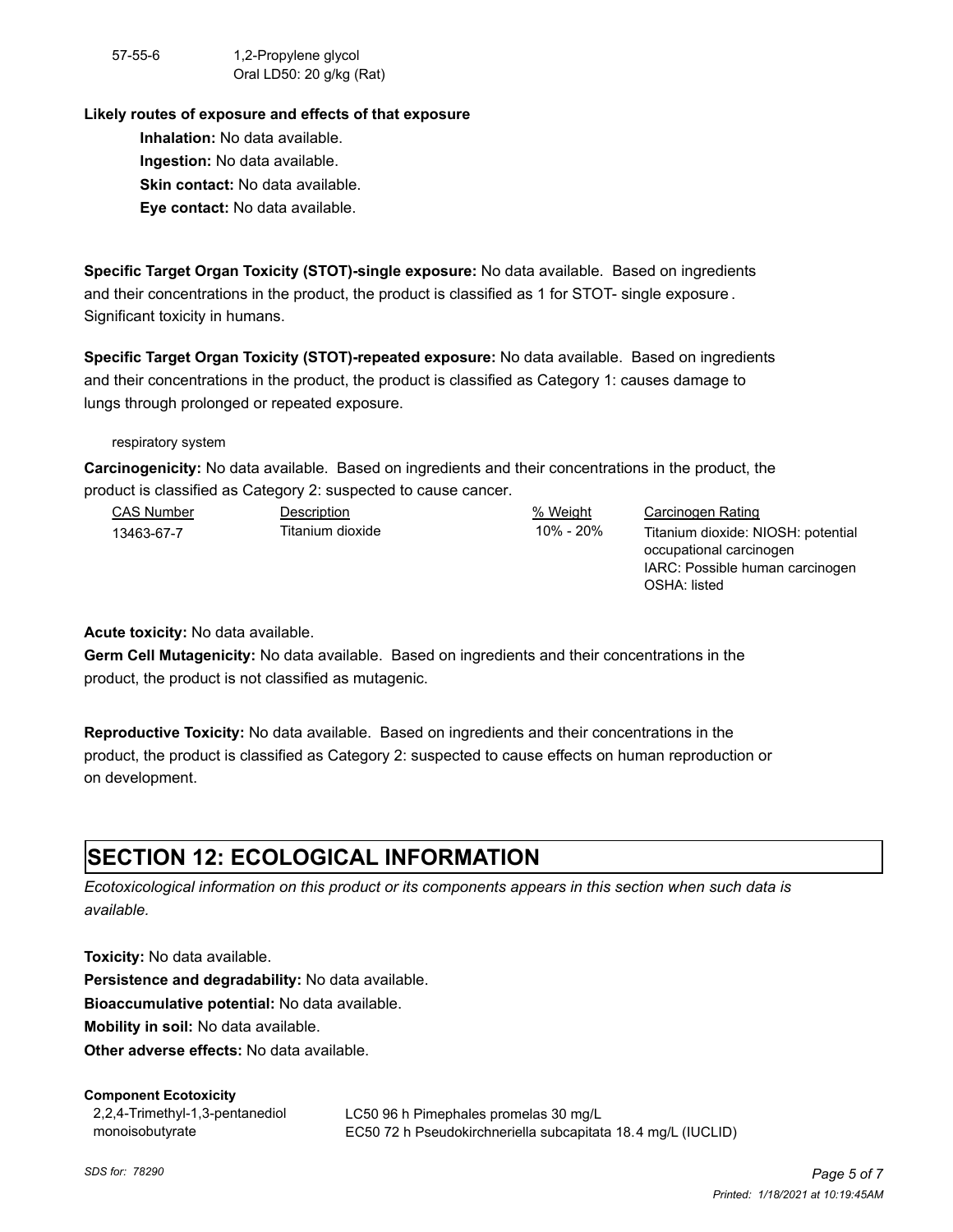| | |
|---|---|
| 57-55-6 | 1,2-Propylene glycol<br>Oral LD50: 20 g/kg (Rat) |

**Likely routes of exposure and effects of that exposure**

**Inhalation:** No data available.

**Ingestion:** No data available.

**Skin contact:** No data available.

**Eye contact:** No data available.

**Specific Target Organ Toxicity (STOT)-single exposure:** No data available. Based on ingredients and their concentrations in the product, the product is classified as 1 for STOT- single exposure . Significant toxicity in humans.

**Specific Target Organ Toxicity (STOT)-repeated exposure:** No data available. Based on ingredients and their concentrations in the product, the product is classified as Category 1: causes damage to lungs through prolonged or repeated exposure.

respiratory system

**Carcinogenicity:** No data available. Based on ingredients and their concentrations in the product, the product is classified as Category 2: suspected to cause cancer.

| CAS Number | Description | % Weight | Carcinogen Rating |
|---|---|---|---|
| 13463-67-7 | Titanium dioxide | 10% - 20% | Titanium dioxide: NIOSH: potential occupational carcinogen<br>IARC: Possible human carcinogen<br>OSHA: listed |

**Acute toxicity:** No data available.

**Germ Cell Mutagenicity:** No data available. Based on ingredients and their concentrations in the product, the product is not classified as mutagenic.

**Reproductive Toxicity:** No data available. Based on ingredients and their concentrations in the product, the product is classified as Category 2: suspected to cause effects on human reproduction or on development.

# SECTION 12: ECOLOGICAL INFORMATION

*Ecotoxicological information on this product or its components appears in this section when such data is available.*

**Toxicity:** No data available.

**Persistence and degradability:** No data available.

**Bioaccumulative potential:** No data available.

**Mobility in soil:** No data available.

**Other adverse effects:** No data available.

**Component Ecotoxicity**

| | |
|---|---|
| 2,2,4-Trimethyl-1,3-pentanediol monoisobutyrate | LC50 96 h Pimephales promelas 30 mg/L<br>EC50 72 h Pseudokirchneriella subcapitata 18.4 mg/L (IUCLID) |

SDS for: 78290

Printed: 1/18/2021 at 10:19:45AM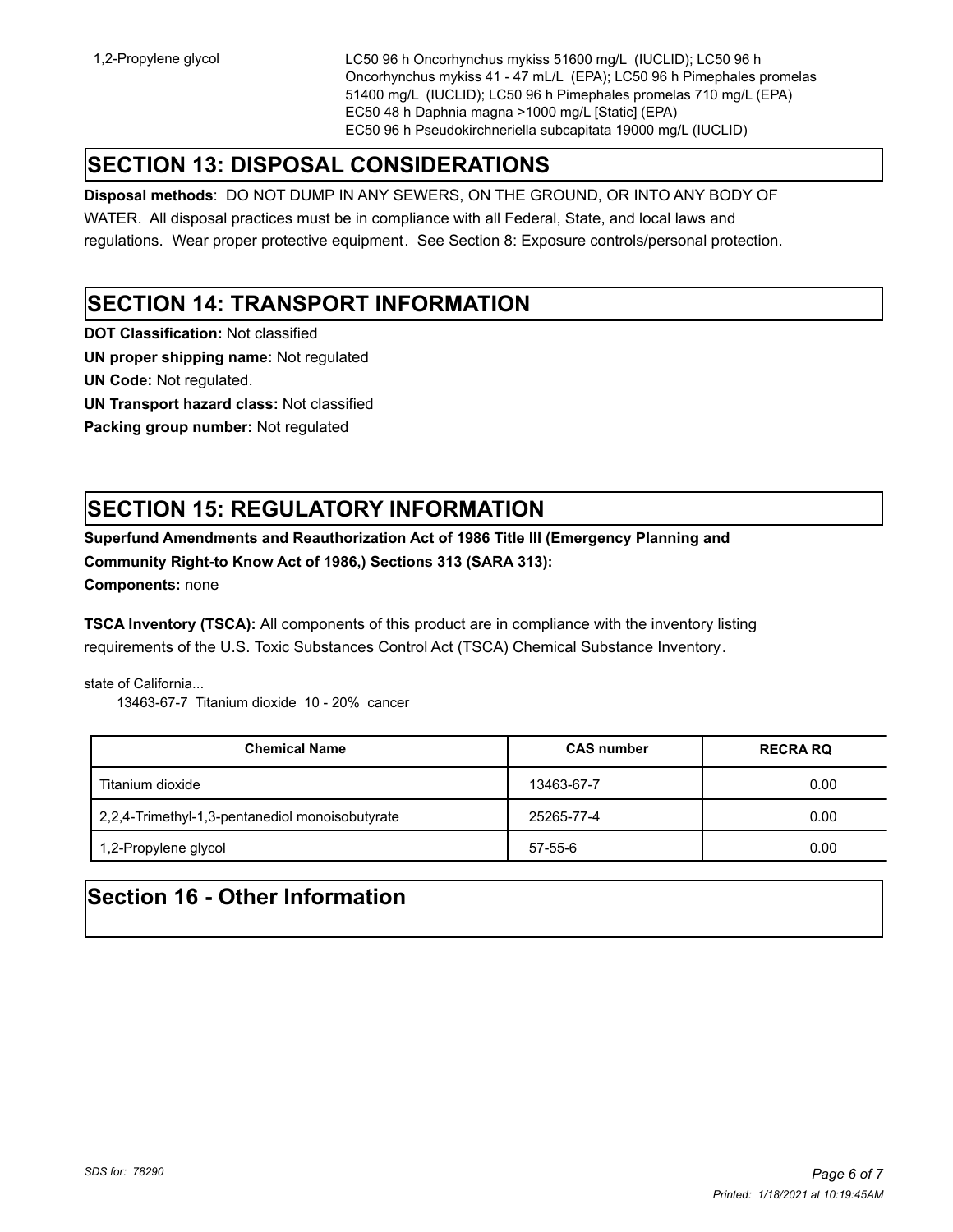| | |
|---|---|
| 1,2-Propylene glycol | LC50 96 h Oncorhynchus mykiss 51600 mg/L (IUCLID); LC50 96 h Oncorhynchus mykiss 41 - 47 mL/L (EPA); LC50 96 h Pimephales promelas 51400 mg/L (IUCLID); LC50 96 h Pimephales promelas 710 mg/L (EPA) EC50 48 h Daphnia magna >1000 mg/L [Static] (EPA) EC50 96 h Pseudokirchneriella subcapitata 19000 mg/L (IUCLID) |

## SECTION 13: DISPOSAL CONSIDERATIONS

**Disposal methods**: DO NOT DUMP IN ANY SEWERS, ON THE GROUND, OR INTO ANY BODY OF WATER. All disposal practices must be in compliance with all Federal, State, and local laws and regulations. Wear proper protective equipment. See Section 8: Exposure controls/personal protection.

## SECTION 14: TRANSPORT INFORMATION

**DOT Classification:** Not classified

**UN proper shipping name:** Not regulated

**UN Code:** Not regulated.

**UN Transport hazard class:** Not classified

**Packing group number:** Not regulated

## SECTION 15: REGULATORY INFORMATION

**Superfund Amendments and Reauthorization Act of 1986 Title III (Emergency Planning and Community Right-to Know Act of 1986,) Sections 313 (SARA 313):**

**Components:** none

**TSCA Inventory (TSCA):** All components of this product are in compliance with the inventory listing requirements of the U.S. Toxic Substances Control Act (TSCA) Chemical Substance Inventory.

state of California...

13463-67-7 Titanium dioxide 10 - 20% cancer

| Chemical Name | CAS number | RECRA RQ |
|---|---|---|
| Titanium dioxide | 13463-67-7 | 0.00 |
| 2,2,4-Trimethyl-1,3-pentanediol monoisobutyrate | 25265-77-4 | 0.00 |
| 1,2-Propylene glycol | 57-55-6 | 0.00 |

## Section 16 - Other Information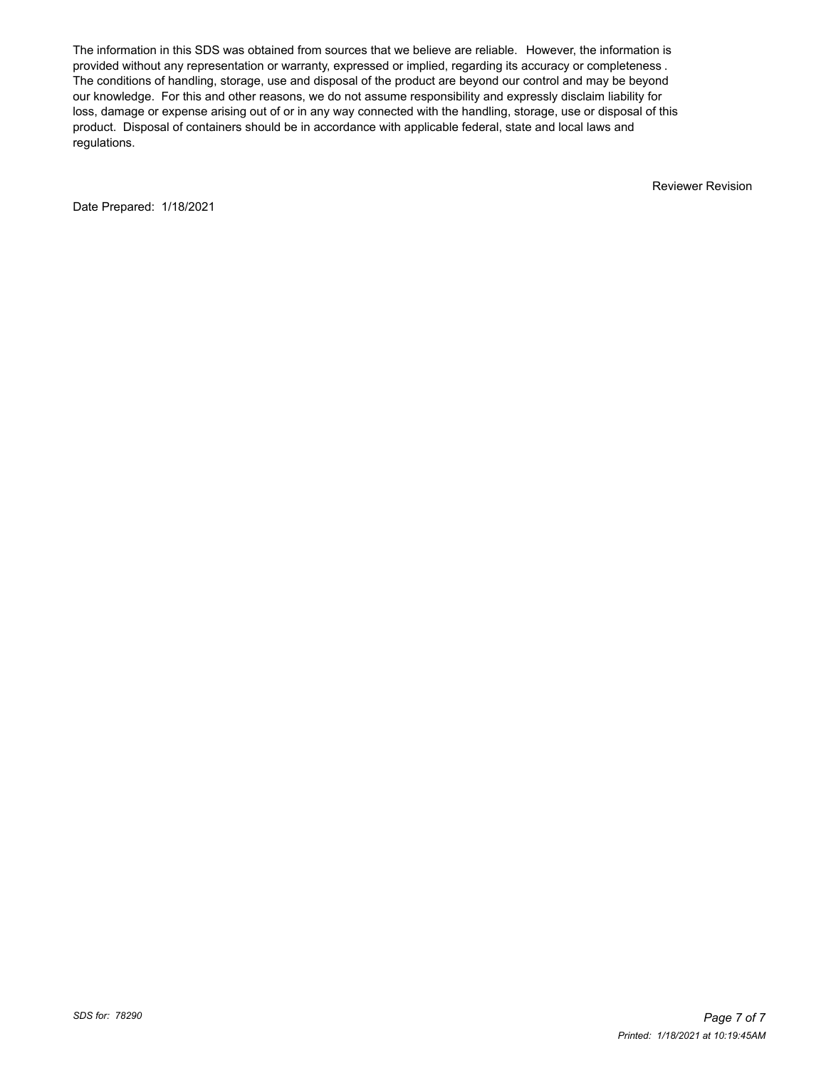The information in this SDS was obtained from sources that we believe are reliable. However, the information is provided without any representation or warranty, expressed or implied, regarding its accuracy or completeness . The conditions of handling, storage, use and disposal of the product are beyond our control and may be beyond our knowledge. For this and other reasons, we do not assume responsibility and expressly disclaim liability for loss, damage or expense arising out of or in any way connected with the handling, storage, use or disposal of this product. Disposal of containers should be in accordance with applicable federal, state and local laws and regulations.

Reviewer Revision

Date Prepared: 1/18/2021